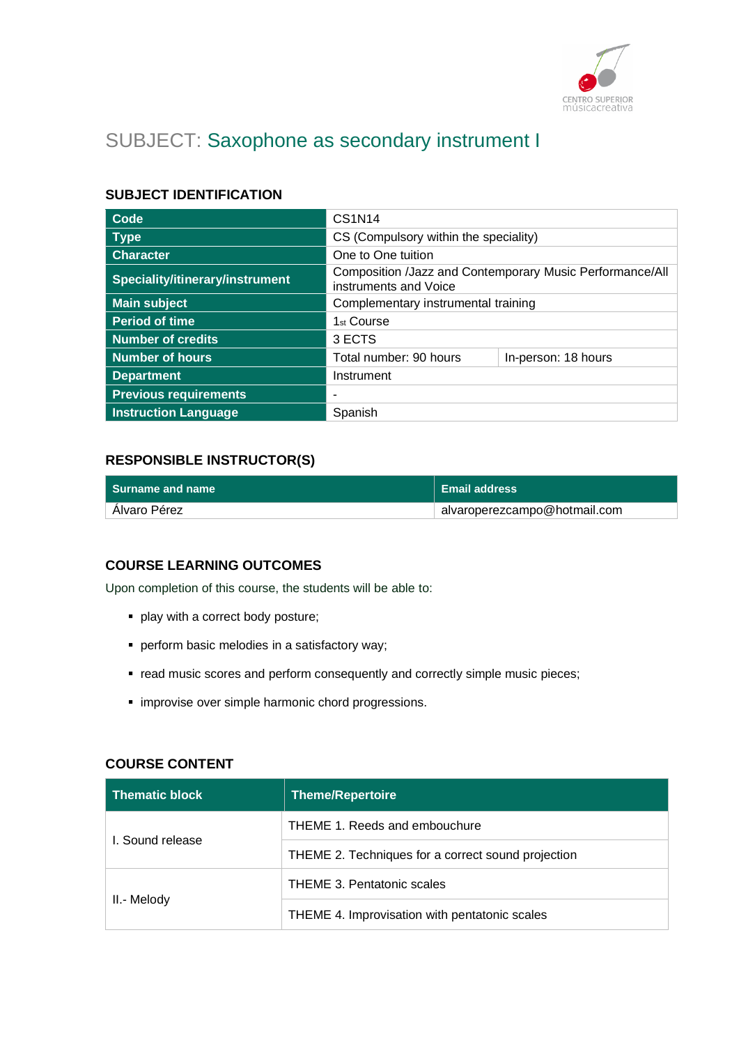# SUBJECT: Saxophone as secondary instrument I

## SUBJECT IDENTIFICATION

| | | |
|---|---|---|
| **Code** | CS1N14 | |
| **Type** | CS (Compulsory within the speciality) | |
| **Character** | One to One tuition | |
| **Speciality/itinerary/instrument** | Composition /Jazz and Contemporary Music Performance/All instruments and Voice | |
| **Main subject** | Complementary instrumental training | |
| **Period of time** | 1st Course | |
| **Number of credits** | 3 ECTS | |
| **Number of hours** | Total number: 90 hours | In-person: 18 hours |
| **Department** | Instrument | |
| **Previous requirements** | - | |
| **Instruction Language** | Spanish | |

## RESPONSIBLE INSTRUCTOR(S)

| Surname and name | Email address |
|---|---|
| Álvaro Pérez | alvaroperezcampo@hotmail.com |

## COURSE LEARNING OUTCOMES

Upon completion of this course, the students will be able to:

- play with a correct body posture;
- perform basic melodies in a satisfactory way;
- read music scores and perform consequently and correctly simple music pieces;
- improvise over simple harmonic chord progressions.

## COURSE CONTENT

| Thematic block | Theme/Repertoire |
|---|---|
| I. Sound release | THEME 1. Reeds and embouchure |
| | THEME 2. Techniques for a correct sound projection |
| II.- Melody | THEME 3. Pentatonic scales |
| | THEME 4. Improvisation with pentatonic scales |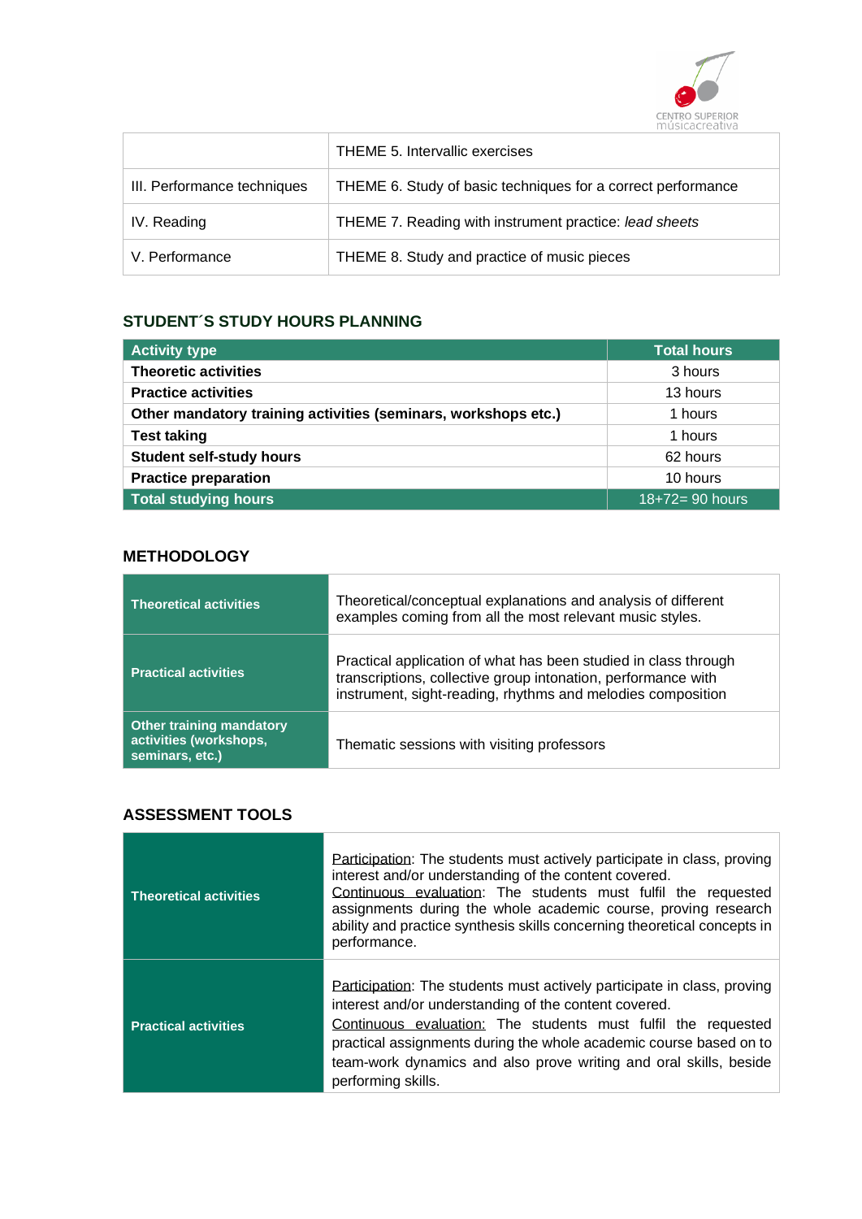| | |
|---|---|
| | THEME 5. Intervallic exercises |
| III. Performance techniques | THEME 6. Study of basic techniques for a correct performance |
| IV. Reading | THEME 7. Reading with instrument practice: *lead sheets* |
| V. Performance | THEME 8. Study and practice of music pieces |

## STUDENT´S STUDY HOURS PLANNING

| Activity type | Total hours |
|---|---|
| **Theoretic activities** | 3 hours |
| **Practice activities** | 13 hours |
| **Other mandatory training activities (seminars, workshops etc.)** | 1 hours |
| **Test taking** | 1 hours |
| **Student self-study hours** | 62 hours |
| **Practice preparation** | 10 hours |
| **Total studying hours** | 18+72= 90 hours |

## METHODOLOGY

| | |
|---|---|
| **Theoretical activities** | Theoretical/conceptual explanations and analysis of different examples coming from all the most relevant music styles. |
| **Practical activities** | Practical application of what has been studied in class through transcriptions, collective group intonation, performance with instrument, sight-reading, rhythms and melodies composition |
| **Other training mandatory activities (workshops, seminars, etc.)** | Thematic sessions with visiting professors |

## ASSESSMENT TOOLS

| | |
|---|---|
| **Theoretical activities** | Participation: The students must actively participate in class, proving interest and/or understanding of the content covered. Continuous evaluation: The students must fulfil the requested assignments during the whole academic course, proving research ability and practice synthesis skills concerning theoretical concepts in performance. |
| **Practical activities** | Participation: The students must actively participate in class, proving interest and/or understanding of the content covered. Continuous evaluation: The students must fulfil the requested practical assignments during the whole academic course based on to team-work dynamics and also prove writing and oral skills, beside performing skills. |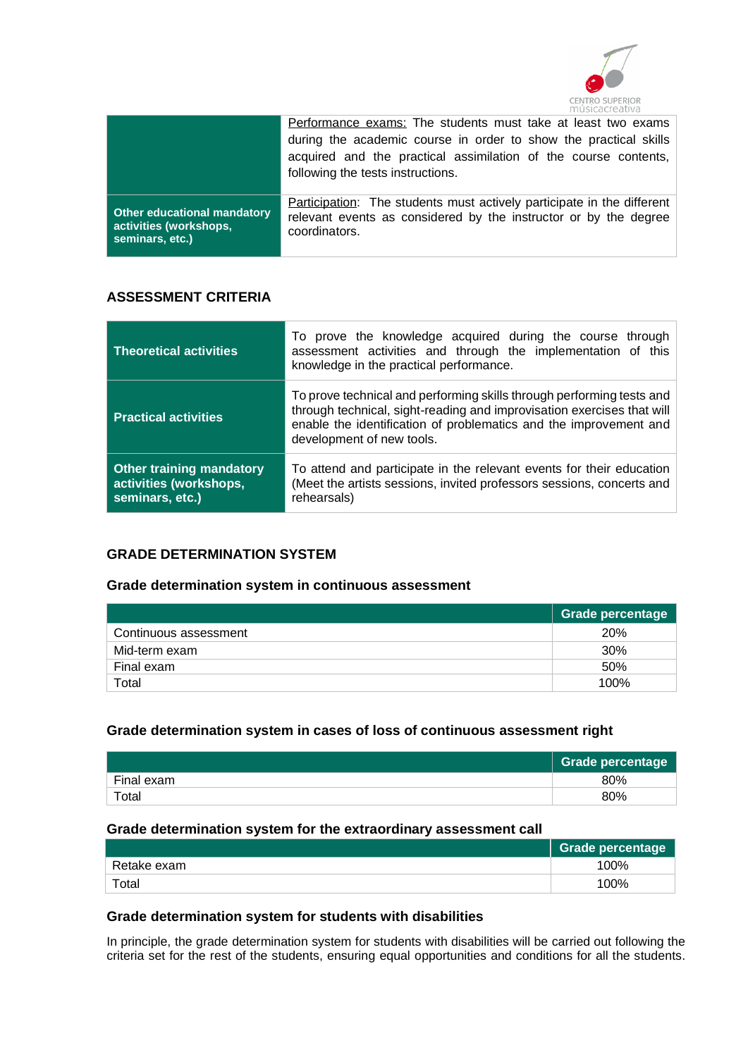| | |
|---|---|
| | Performance exams: The students must take at least two exams during the academic course in order to show the practical skills acquired and the practical assimilation of the course contents, following the tests instructions. |
| **Other educational mandatory activities (workshops, seminars, etc.)** | Participation: The students must actively participate in the different relevant events as considered by the instructor or by the degree coordinators. |

## ASSESSMENT CRITERIA

| | |
|---|---|
| **Theoretical activities** | To prove the knowledge acquired during the course through assessment activities and through the implementation of this knowledge in the practical performance. |
| **Practical activities** | To prove technical and performing skills through performing tests and through technical, sight-reading and improvisation exercises that will enable the identification of problematics and the improvement and development of new tools. |
| **Other training mandatory activities (workshops, seminars, etc.)** | To attend and participate in the relevant events for their education (Meet the artists sessions, invited professors sessions, concerts and rehearsals) |

## GRADE DETERMINATION SYSTEM

### Grade determination system in continuous assessment

| | Grade percentage |
|---|---|
| Continuous assessment | 20% |
| Mid-term exam | 30% |
| Final exam | 50% |
| Total | 100% |

### Grade determination system in cases of loss of continuous assessment right

| | Grade percentage |
|---|---|
| Final exam | 80% |
| Total | 80% |

### Grade determination system for the extraordinary assessment call

| | Grade percentage |
|---|---|
| Retake exam | 100% |
| Total | 100% |

### Grade determination system for students with disabilities

In principle, the grade determination system for students with disabilities will be carried out following the criteria set for the rest of the students, ensuring equal opportunities and conditions for all the students.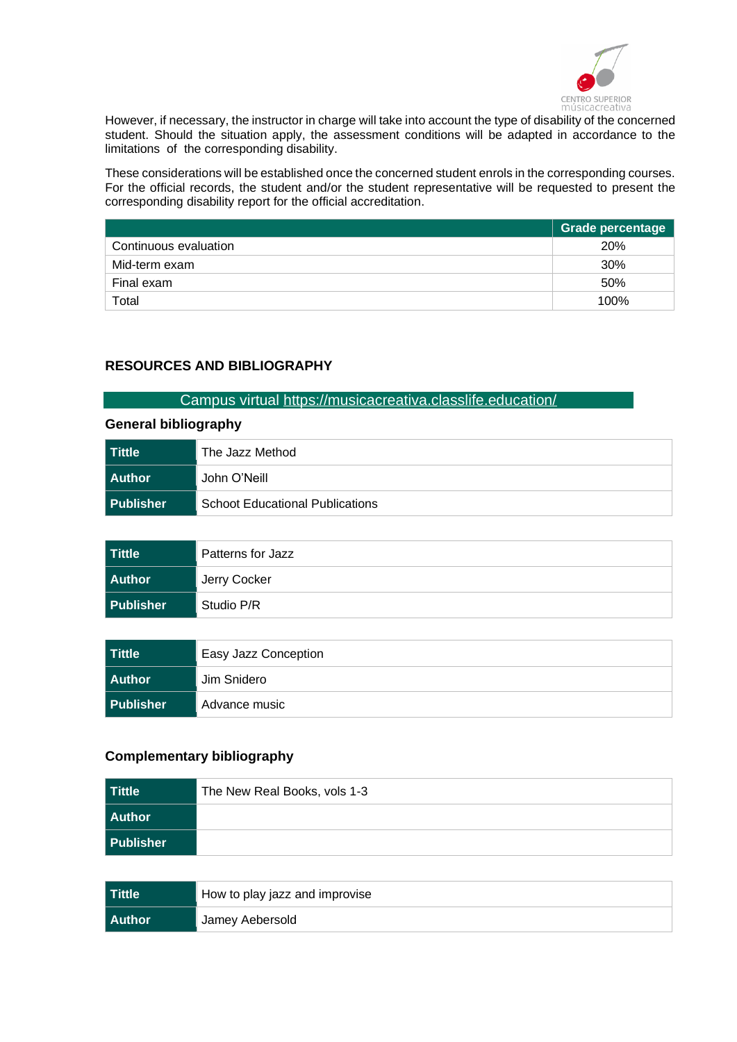However, if necessary, the instructor in charge will take into account the type of disability of the concerned student. Should the situation apply, the assessment conditions will be adapted in accordance to the limitations of the corresponding disability.

These considerations will be established once the concerned student enrols in the corresponding courses. For the official records, the student and/or the student representative will be requested to present the corresponding disability report for the official accreditation.

| | Grade percentage |
|---|---|
| Continuous evaluation | 20% |
| Mid-term exam | 30% |
| Final exam | 50% |
| Total | 100% |

## RESOURCES AND BIBLIOGRAPHY

Campus virtual https://musicacreativa.classlife.education/

### General bibliography

| | |
|---|---|
| **Tittle** | The Jazz Method |
| **Author** | John O'Neill |
| **Publisher** | Schoot Educational Publications |

| | |
|---|---|
| **Tittle** | Patterns for Jazz |
| **Author** | Jerry Cocker |
| **Publisher** | Studio P/R |

| | |
|---|---|
| **Tittle** | Easy Jazz Conception |
| **Author** | Jim Snidero |
| **Publisher** | Advance music |

### Complementary bibliography

| | |
|---|---|
| **Tittle** | The New Real Books, vols 1-3 |
| **Author** | |
| **Publisher** | |

| | |
|---|---|
| **Tittle** | How to play jazz and improvise |
| **Author** | Jamey Aebersold |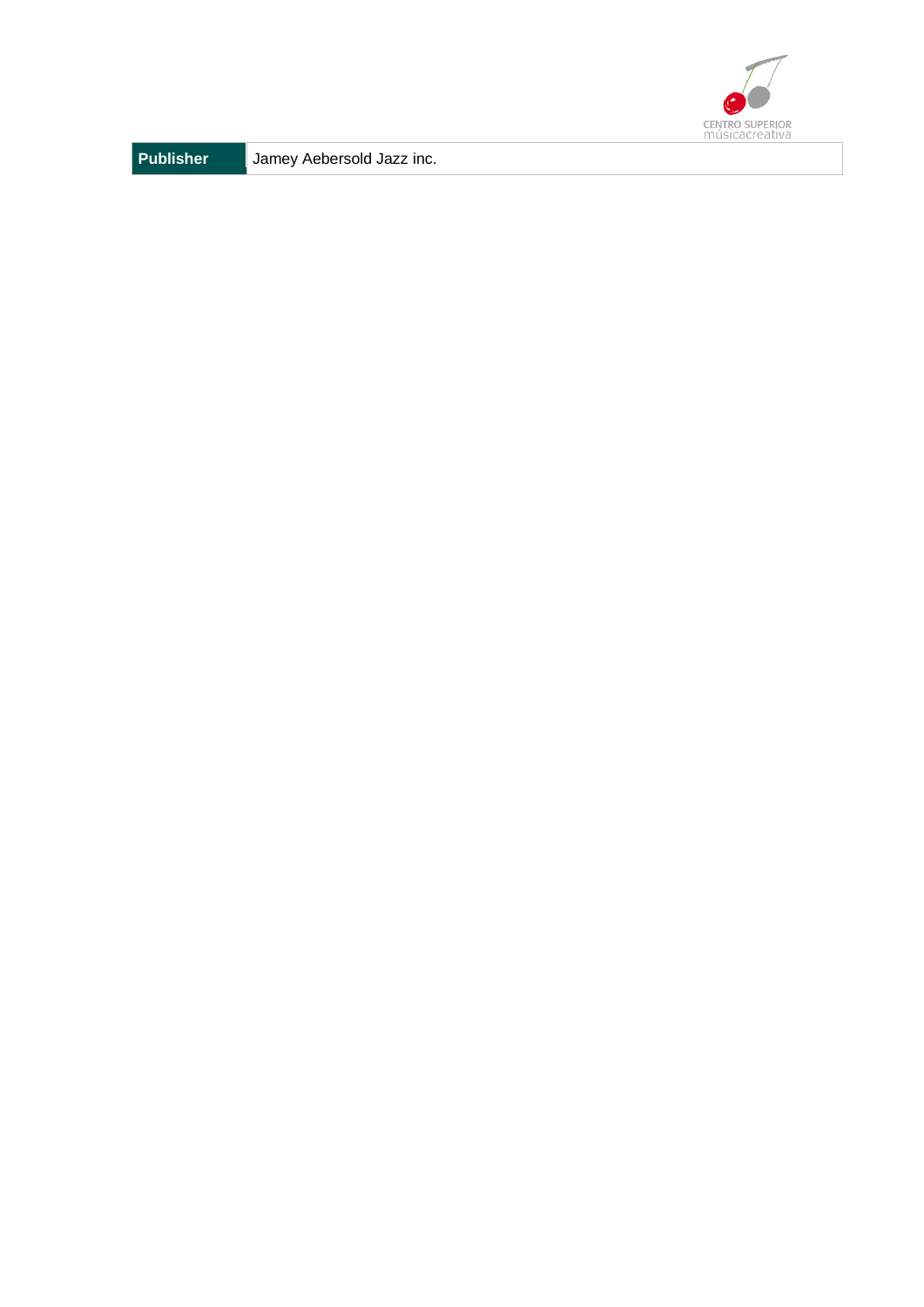| | |
|---|---|
| **Publisher** | Jamey Aebersold Jazz inc. |